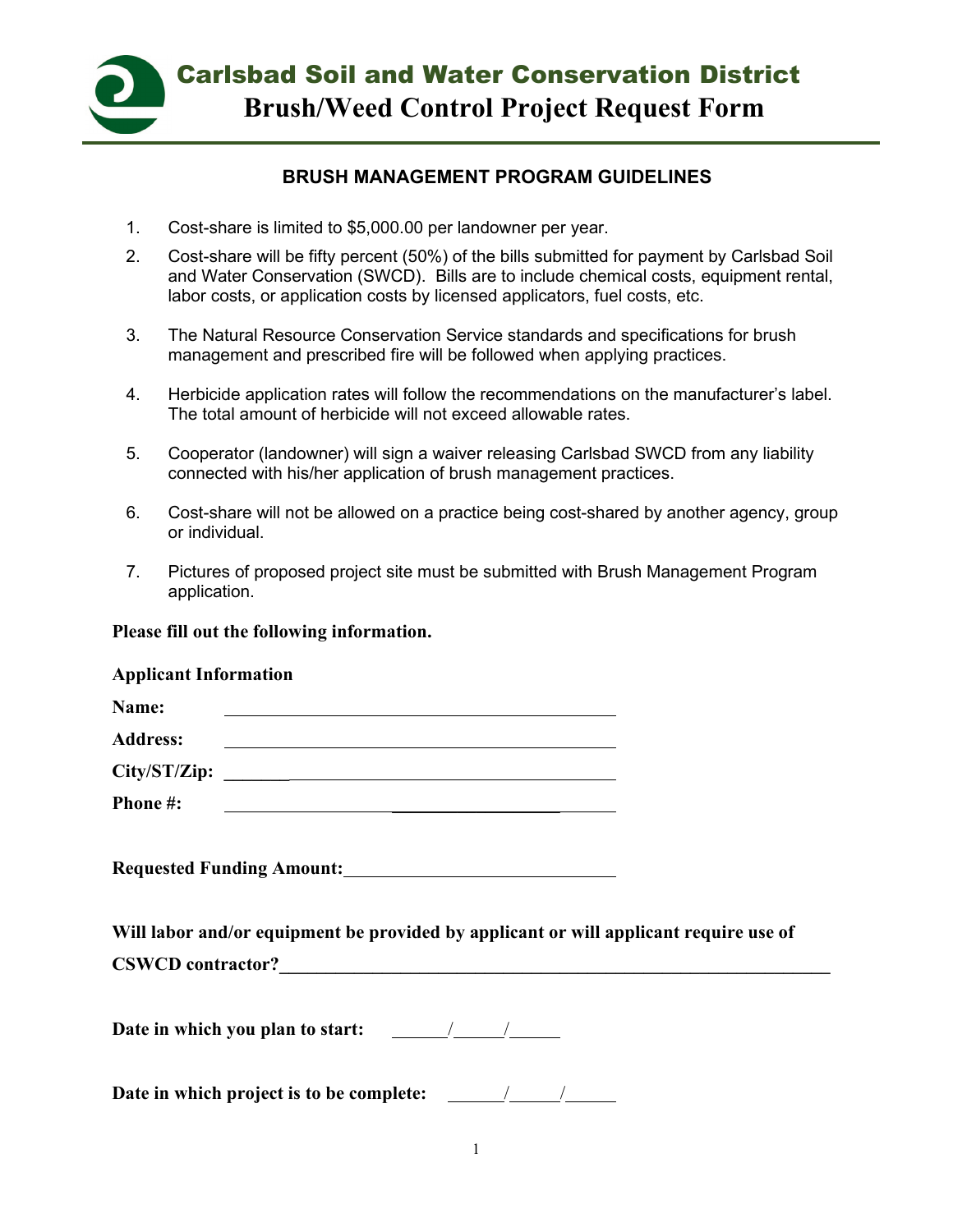# Carlsbad Soil and Water Conservation District

## Brush/Weed Control Project Request Form

### BRUSH MANAGEMENT PROGRAM GUIDELINES

1. Cost-share is limited to $5,000.00 per landowner per year.
2. Cost-share will be fifty percent (50%) of the bills submitted for payment by Carlsbad Soil and Water Conservation (SWCD). Bills are to include chemical costs, equipment rental, labor costs, or application costs by licensed applicators, fuel costs, etc.
3. The Natural Resource Conservation Service standards and specifications for brush management and prescribed fire will be followed when applying practices.
4. Herbicide application rates will follow the recommendations on the manufacturer's label. The total amount of herbicide will not exceed allowable rates.
5. Cooperator (landowner) will sign a waiver releasing Carlsbad SWCD from any liability connected with his/her application of brush management practices.
6. Cost-share will not be allowed on a practice being cost-shared by another agency, group or individual.
7. Pictures of proposed project site must be submitted with Brush Management Program application.

**Please fill out the following information.**

**Applicant Information**

**Name:** ______________________________________________

**Address:** ______________________________________________

**City/ST/Zip:** ______________________________________________

**Phone #:** ______________________________________________

**Requested Funding Amount:** ______________________________

**Will labor and/or equipment be provided by applicant or will applicant require use of CSWCD contractor?** ______________________________________________

**Date in which you plan to start:** ______/______/______

**Date in which project is to be complete:** ______/______/______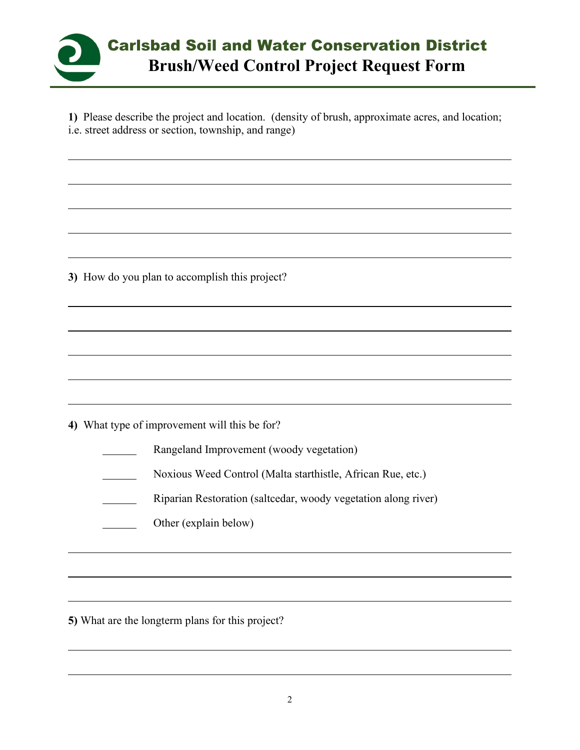# Carlsbad Soil and Water Conservation District

## Brush/Weed Control Project Request Form

**1)** Please describe the project and location. (density of brush, approximate acres, and location; i.e. street address or section, township, and range)

______________________________________________________________________

______________________________________________________________________

______________________________________________________________________

______________________________________________________________________

______________________________________________________________________

**3)** How do you plan to accomplish this project?

______________________________________________________________________

______________________________________________________________________

______________________________________________________________________

______________________________________________________________________

______________________________________________________________________

**4)** What type of improvement will this be for?

______ Rangeland Improvement (woody vegetation)

______ Noxious Weed Control (Malta starthistle, African Rue, etc.)

______ Riparian Restoration (saltcedar, woody vegetation along river)

______ Other (explain below)

______________________________________________________________________

______________________________________________________________________

______________________________________________________________________

**5)** What are the longterm plans for this project?

______________________________________________________________________

______________________________________________________________________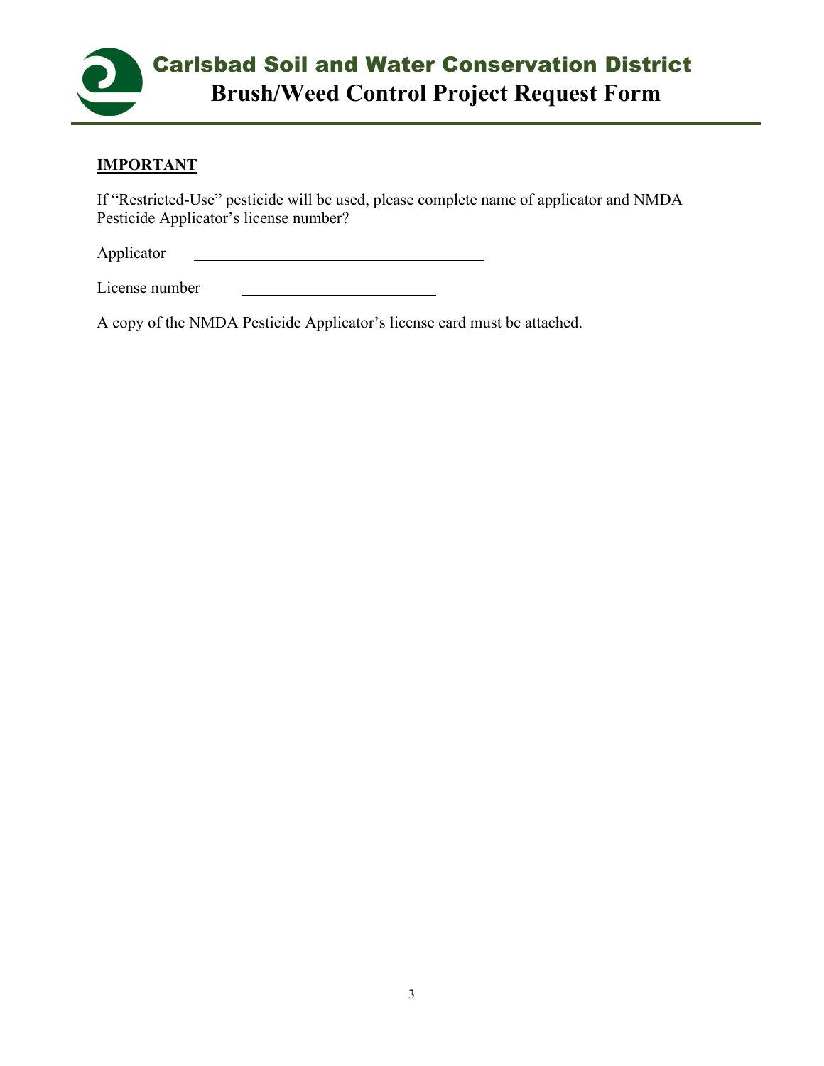# Carlsbad Soil and Water Conservation District

## Brush/Weed Control Project Request Form

**IMPORTANT**

If "Restricted-Use" pesticide will be used, please complete name of applicator and NMDA Pesticide Applicator's license number?

Applicator \_\_\_\_\_\_\_\_\_\_\_\_\_\_\_\_\_\_\_\_\_\_\_\_\_\_\_\_\_\_\_\_\_\_\_\_

License number \_\_\_\_\_\_\_\_\_\_\_\_\_\_\_\_\_\_\_\_\_\_\_\_

A copy of the NMDA Pesticide Applicator's license card <u>must</u> be attached.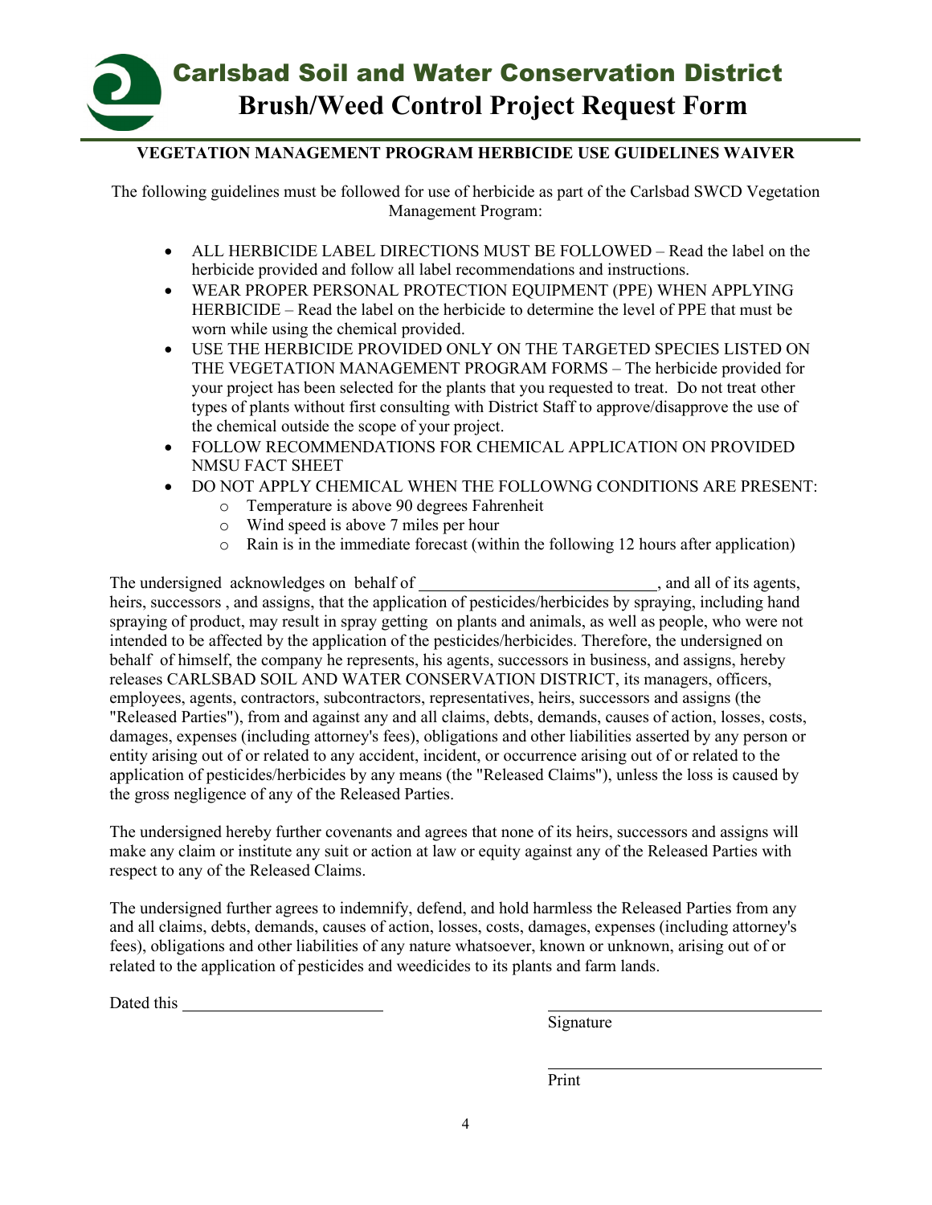# Carlsbad Soil and Water Conservation District

## Brush/Weed Control Project Request Form

**VEGETATION MANAGEMENT PROGRAM HERBICIDE USE GUIDELINES WAIVER**

The following guidelines must be followed for use of herbicide as part of the Carlsbad SWCD Vegetation Management Program:

- ALL HERBICIDE LABEL DIRECTIONS MUST BE FOLLOWED – Read the label on the herbicide provided and follow all label recommendations and instructions.
- WEAR PROPER PERSONAL PROTECTION EQUIPMENT (PPE) WHEN APPLYING HERBICIDE – Read the label on the herbicide to determine the level of PPE that must be worn while using the chemical provided.
- USE THE HERBICIDE PROVIDED ONLY ON THE TARGETED SPECIES LISTED ON THE VEGETATION MANAGEMENT PROGRAM FORMS – The herbicide provided for your project has been selected for the plants that you requested to treat. Do not treat other types of plants without first consulting with District Staff to approve/disapprove the use of the chemical outside the scope of your project.
- FOLLOW RECOMMENDATIONS FOR CHEMICAL APPLICATION ON PROVIDED NMSU FACT SHEET
- DO NOT APPLY CHEMICAL WHEN THE FOLLOWNG CONDITIONS ARE PRESENT:
  - Temperature is above 90 degrees Fahrenheit
  - Wind speed is above 7 miles per hour
  - Rain is in the immediate forecast (within the following 12 hours after application)

The undersigned acknowledges on behalf of ____________________________, and all of its agents, heirs, successors , and assigns, that the application of pesticides/herbicides by spraying, including hand spraying of product, may result in spray getting on plants and animals, as well as people, who were not intended to be affected by the application of the pesticides/herbicides. Therefore, the undersigned on behalf of himself, the company he represents, his agents, successors in business, and assigns, hereby releases CARLSBAD SOIL AND WATER CONSERVATION DISTRICT, its managers, officers, employees, agents, contractors, subcontractors, representatives, heirs, successors and assigns (the "Released Parties"), from and against any and all claims, debts, demands, causes of action, losses, costs, damages, expenses (including attorney's fees), obligations and other liabilities asserted by any person or entity arising out of or related to any accident, incident, or occurrence arising out of or related to the application of pesticides/herbicides by any means (the "Released Claims"), unless the loss is caused by the gross negligence of any of the Released Parties.

The undersigned hereby further covenants and agrees that none of its heirs, successors and assigns will make any claim or institute any suit or action at law or equity against any of the Released Parties with respect to any of the Released Claims.

The undersigned further agrees to indemnify, defend, and hold harmless the Released Parties from any and all claims, debts, demands, causes of action, losses, costs, damages, expenses (including attorney's fees), obligations and other liabilities of any nature whatsoever, known or unknown, arising out of or related to the application of pesticides and weedicides to its plants and farm lands.

Dated this ________________________

________________________________
Signature

________________________________
Print